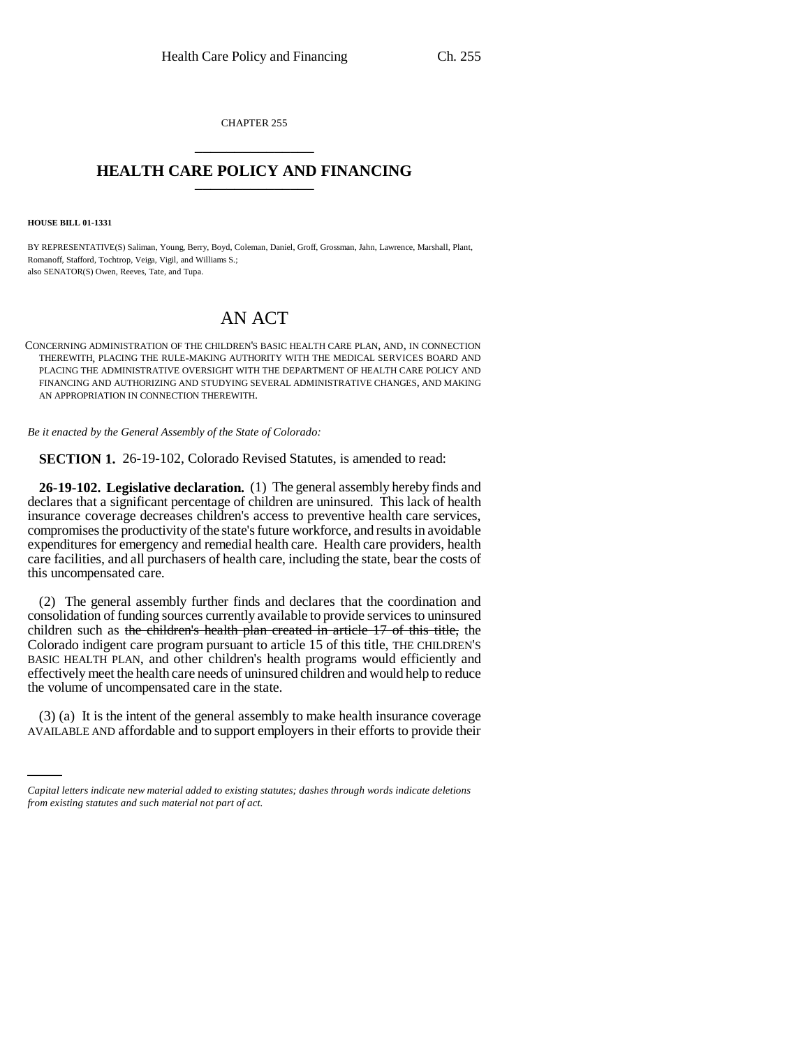CHAPTER 255

# HEALTH CARE POLICY AND FINANCING

**HOUSE BILL 01-1331**

BY REPRESENTATIVE(S) Saliman, Young, Berry, Boyd, Coleman, Daniel, Groff, Grossman, Jahn, Lawrence, Marshall, Plant, Romanoff, Stafford, Tochtrop, Veiga, Vigil, and Williams S.;
also SENATOR(S) Owen, Reeves, Tate, and Tupa.

## AN ACT

CONCERNING ADMINISTRATION OF THE CHILDREN'S BASIC HEALTH CARE PLAN, AND, IN CONNECTION THEREWITH, PLACING THE RULE-MAKING AUTHORITY WITH THE MEDICAL SERVICES BOARD AND PLACING THE ADMINISTRATIVE OVERSIGHT WITH THE DEPARTMENT OF HEALTH CARE POLICY AND FINANCING AND AUTHORIZING AND STUDYING SEVERAL ADMINISTRATIVE CHANGES, AND MAKING AN APPROPRIATION IN CONNECTION THEREWITH.

*Be it enacted by the General Assembly of the State of Colorado:*

**SECTION 1.** 26-19-102, Colorado Revised Statutes, is amended to read:

**26-19-102. Legislative declaration.** (1) The general assembly hereby finds and declares that a significant percentage of children are uninsured. This lack of health insurance coverage decreases children's access to preventive health care services, compromises the productivity of the state's future workforce, and results in avoidable expenditures for emergency and remedial health care. Health care providers, health care facilities, and all purchasers of health care, including the state, bear the costs of this uncompensated care.

(2) The general assembly further finds and declares that the coordination and consolidation of funding sources currently available to provide services to uninsured children such as ~~the children's health plan created in article 17 of this title,~~ the Colorado indigent care program pursuant to article 15 of this title, THE CHILDREN'S BASIC HEALTH PLAN, and other children's health programs would efficiently and effectively meet the health care needs of uninsured children and would help to reduce the volume of uncompensated care in the state.

(3) (a) It is the intent of the general assembly to make health insurance coverage AVAILABLE AND affordable and to support employers in their efforts to provide their

*Capital letters indicate new material added to existing statutes; dashes through words indicate deletions from existing statutes and such material not part of act.*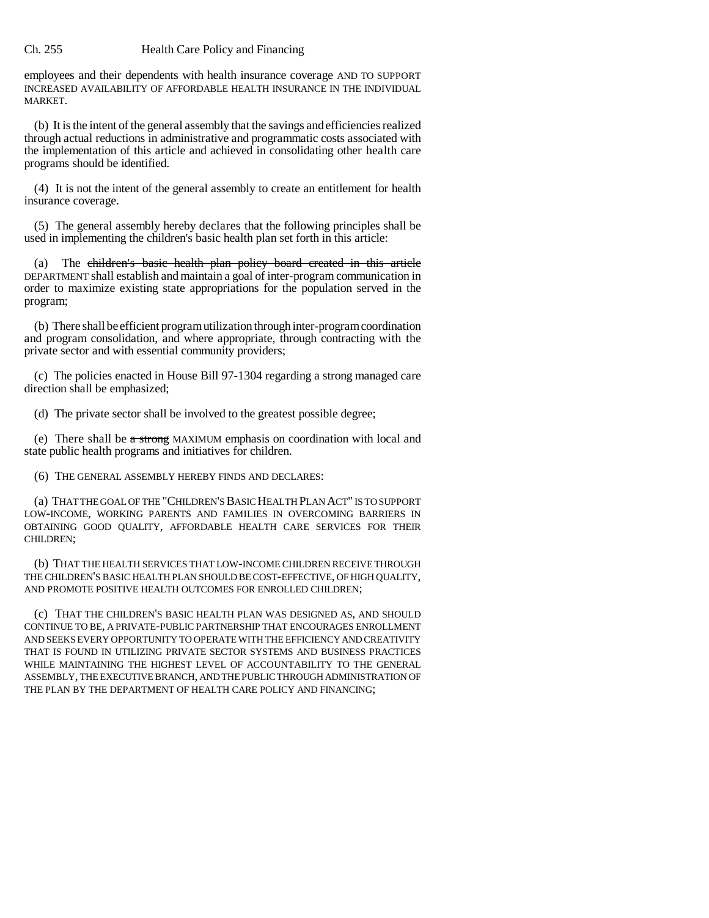employees and their dependents with health insurance coverage AND TO SUPPORT INCREASED AVAILABILITY OF AFFORDABLE HEALTH INSURANCE IN THE INDIVIDUAL MARKET.

(b) It is the intent of the general assembly that the savings and efficiencies realized through actual reductions in administrative and programmatic costs associated with the implementation of this article and achieved in consolidating other health care programs should be identified.

(4) It is not the intent of the general assembly to create an entitlement for health insurance coverage.

(5) The general assembly hereby declares that the following principles shall be used in implementing the children's basic health plan set forth in this article:

(a) The ~~children's basic health plan policy board created in this article~~ DEPARTMENT shall establish and maintain a goal of inter-program communication in order to maximize existing state appropriations for the population served in the program;

(b) There shall be efficient program utilization through inter-program coordination and program consolidation, and where appropriate, through contracting with the private sector and with essential community providers;

(c) The policies enacted in House Bill 97-1304 regarding a strong managed care direction shall be emphasized;

(d) The private sector shall be involved to the greatest possible degree;

(e) There shall be ~~a strong~~ MAXIMUM emphasis on coordination with local and state public health programs and initiatives for children.

(6) THE GENERAL ASSEMBLY HEREBY FINDS AND DECLARES:

(a) THAT THE GOAL OF THE "CHILDREN'S BASIC HEALTH PLAN ACT" IS TO SUPPORT LOW-INCOME, WORKING PARENTS AND FAMILIES IN OVERCOMING BARRIERS IN OBTAINING GOOD QUALITY, AFFORDABLE HEALTH CARE SERVICES FOR THEIR CHILDREN;

(b) THAT THE HEALTH SERVICES THAT LOW-INCOME CHILDREN RECEIVE THROUGH THE CHILDREN'S BASIC HEALTH PLAN SHOULD BE COST-EFFECTIVE, OF HIGH QUALITY, AND PROMOTE POSITIVE HEALTH OUTCOMES FOR ENROLLED CHILDREN;

(c) THAT THE CHILDREN'S BASIC HEALTH PLAN WAS DESIGNED AS, AND SHOULD CONTINUE TO BE, A PRIVATE-PUBLIC PARTNERSHIP THAT ENCOURAGES ENROLLMENT AND SEEKS EVERY OPPORTUNITY TO OPERATE WITH THE EFFICIENCY AND CREATIVITY THAT IS FOUND IN UTILIZING PRIVATE SECTOR SYSTEMS AND BUSINESS PRACTICES WHILE MAINTAINING THE HIGHEST LEVEL OF ACCOUNTABILITY TO THE GENERAL ASSEMBLY, THE EXECUTIVE BRANCH, AND THE PUBLIC THROUGH ADMINISTRATION OF THE PLAN BY THE DEPARTMENT OF HEALTH CARE POLICY AND FINANCING;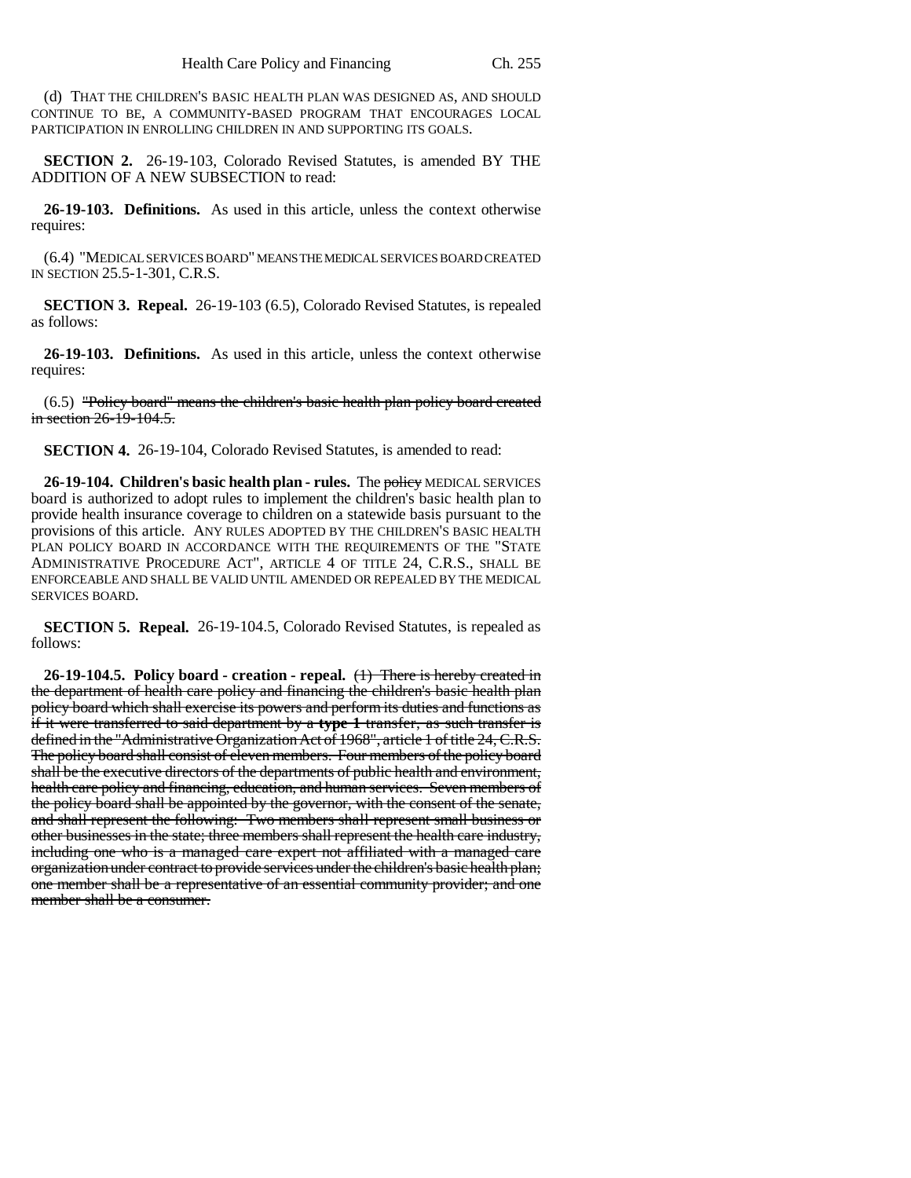(d) THAT THE CHILDREN'S BASIC HEALTH PLAN WAS DESIGNED AS, AND SHOULD CONTINUE TO BE, A COMMUNITY-BASED PROGRAM THAT ENCOURAGES LOCAL PARTICIPATION IN ENROLLING CHILDREN IN AND SUPPORTING ITS GOALS.

**SECTION 2.** 26-19-103, Colorado Revised Statutes, is amended BY THE ADDITION OF A NEW SUBSECTION to read:

**26-19-103. Definitions.** As used in this article, unless the context otherwise requires:

(6.4) "MEDICAL SERVICES BOARD" MEANS THE MEDICAL SERVICES BOARD CREATED IN SECTION 25.5-1-301, C.R.S.

**SECTION 3. Repeal.** 26-19-103 (6.5), Colorado Revised Statutes, is repealed as follows:

**26-19-103. Definitions.** As used in this article, unless the context otherwise requires:

(6.5) ~~"Policy board" means the children's basic health plan policy board created in section 26-19-104.5.~~

**SECTION 4.** 26-19-104, Colorado Revised Statutes, is amended to read:

**26-19-104. Children's basic health plan - rules.** The ~~policy~~ MEDICAL SERVICES board is authorized to adopt rules to implement the children's basic health plan to provide health insurance coverage to children on a statewide basis pursuant to the provisions of this article. ANY RULES ADOPTED BY THE CHILDREN'S BASIC HEALTH PLAN POLICY BOARD IN ACCORDANCE WITH THE REQUIREMENTS OF THE "STATE ADMINISTRATIVE PROCEDURE ACT", ARTICLE 4 OF TITLE 24, C.R.S., SHALL BE ENFORCEABLE AND SHALL BE VALID UNTIL AMENDED OR REPEALED BY THE MEDICAL SERVICES BOARD.

**SECTION 5. Repeal.** 26-19-104.5, Colorado Revised Statutes, is repealed as follows:

**26-19-104.5. Policy board - creation - repeal.** ~~(1) There is hereby created in the department of health care policy and financing the children's basic health plan policy board which shall exercise its powers and perform its duties and functions as if it were transferred to said department by a **type 1** transfer, as such transfer is defined in the "Administrative Organization Act of 1968", article 1 of title 24, C.R.S. The policy board shall consist of eleven members. Four members of the policy board shall be the executive directors of the departments of public health and environment, health care policy and financing, education, and human services. Seven members of the policy board shall be appointed by the governor, with the consent of the senate, and shall represent the following: Two members shall represent small business or other businesses in the state; three members shall represent the health care industry, including one who is a managed care expert not affiliated with a managed care organization under contract to provide services under the children's basic health plan; one member shall be a representative of an essential community provider; and one member shall be a consumer.~~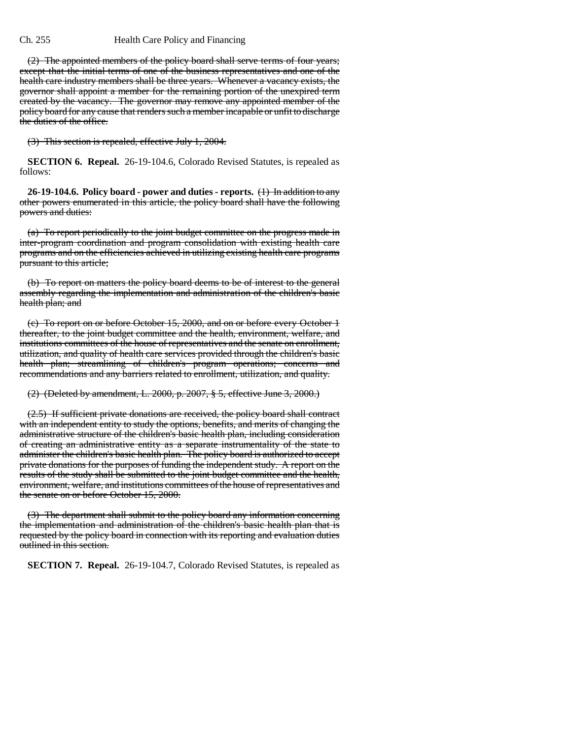(2) The appointed members of the policy board shall serve terms of four years; except that the initial terms of one of the business representatives and one of the health care industry members shall be three years. Whenever a vacancy exists, the governor shall appoint a member for the remaining portion of the unexpired term created by the vacancy. The governor may remove any appointed member of the policy board for any cause that renders such a member incapable or unfit to discharge the duties of the office.

(3) This section is repealed, effective July 1, 2004.

**SECTION 6. Repeal.** 26-19-104.6, Colorado Revised Statutes, is repealed as follows:

**26-19-104.6. Policy board - power and duties - reports.** (1) In addition to any other powers enumerated in this article, the policy board shall have the following powers and duties:

(a) To report periodically to the joint budget committee on the progress made in inter-program coordination and program consolidation with existing health care programs and on the efficiencies achieved in utilizing existing health care programs pursuant to this article;

(b) To report on matters the policy board deems to be of interest to the general assembly regarding the implementation and administration of the children's basic health plan; and

(c) To report on or before October 15, 2000, and on or before every October 1 thereafter, to the joint budget committee and the health, environment, welfare, and institutions committees of the house of representatives and the senate on enrollment, utilization, and quality of health care services provided through the children's basic health plan; streamlining of children's program operations; concerns and recommendations and any barriers related to enrollment, utilization, and quality.

(2) (Deleted by amendment, L. 2000, p. 2007, § 5, effective June 3, 2000.)

(2.5) If sufficient private donations are received, the policy board shall contract with an independent entity to study the options, benefits, and merits of changing the administrative structure of the children's basic health plan, including consideration of creating an administrative entity as a separate instrumentality of the state to administer the children's basic health plan. The policy board is authorized to accept private donations for the purposes of funding the independent study. A report on the results of the study shall be submitted to the joint budget committee and the health, environment, welfare, and institutions committees of the house of representatives and the senate on or before October 15, 2000.

(3) The department shall submit to the policy board any information concerning the implementation and administration of the children's basic health plan that is requested by the policy board in connection with its reporting and evaluation duties outlined in this section.

**SECTION 7. Repeal.** 26-19-104.7, Colorado Revised Statutes, is repealed as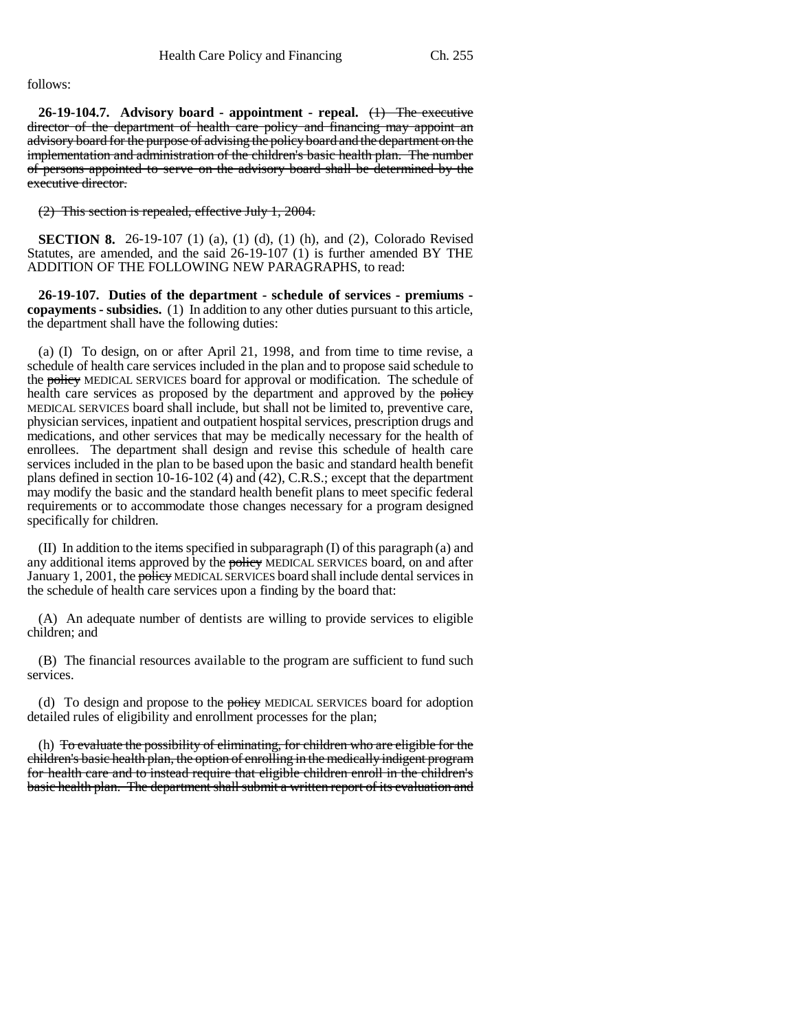follows:

**26-19-104.7. Advisory board - appointment - repeal.** ~~(1) The executive director of the department of health care policy and financing may appoint an advisory board for the purpose of advising the policy board and the department on the implementation and administration of the children's basic health plan. The number of persons appointed to serve on the advisory board shall be determined by the executive director.~~

~~(2) This section is repealed, effective July 1, 2004.~~

**SECTION 8.** 26-19-107 (1) (a), (1) (d), (1) (h), and (2), Colorado Revised Statutes, are amended, and the said 26-19-107 (1) is further amended BY THE ADDITION OF THE FOLLOWING NEW PARAGRAPHS, to read:

**26-19-107. Duties of the department - schedule of services - premiums - copayments - subsidies.** (1) In addition to any other duties pursuant to this article, the department shall have the following duties:

(a) (I) To design, on or after April 21, 1998, and from time to time revise, a schedule of health care services included in the plan and to propose said schedule to the ~~policy~~ MEDICAL SERVICES board for approval or modification. The schedule of health care services as proposed by the department and approved by the ~~policy~~ MEDICAL SERVICES board shall include, but shall not be limited to, preventive care, physician services, inpatient and outpatient hospital services, prescription drugs and medications, and other services that may be medically necessary for the health of enrollees. The department shall design and revise this schedule of health care services included in the plan to be based upon the basic and standard health benefit plans defined in section 10-16-102 (4) and (42), C.R.S.; except that the department may modify the basic and the standard health benefit plans to meet specific federal requirements or to accommodate those changes necessary for a program designed specifically for children.

(II) In addition to the items specified in subparagraph (I) of this paragraph (a) and any additional items approved by the ~~policy~~ MEDICAL SERVICES board, on and after January 1, 2001, the ~~policy~~ MEDICAL SERVICES board shall include dental services in the schedule of health care services upon a finding by the board that:

(A) An adequate number of dentists are willing to provide services to eligible children; and

(B) The financial resources available to the program are sufficient to fund such services.

(d) To design and propose to the ~~policy~~ MEDICAL SERVICES board for adoption detailed rules of eligibility and enrollment processes for the plan;

(h) ~~To evaluate the possibility of eliminating, for children who are eligible for the children's basic health plan, the option of enrolling in the medically indigent program for health care and to instead require that eligible children enroll in the children's basic health plan. The department shall submit a written report of its evaluation and~~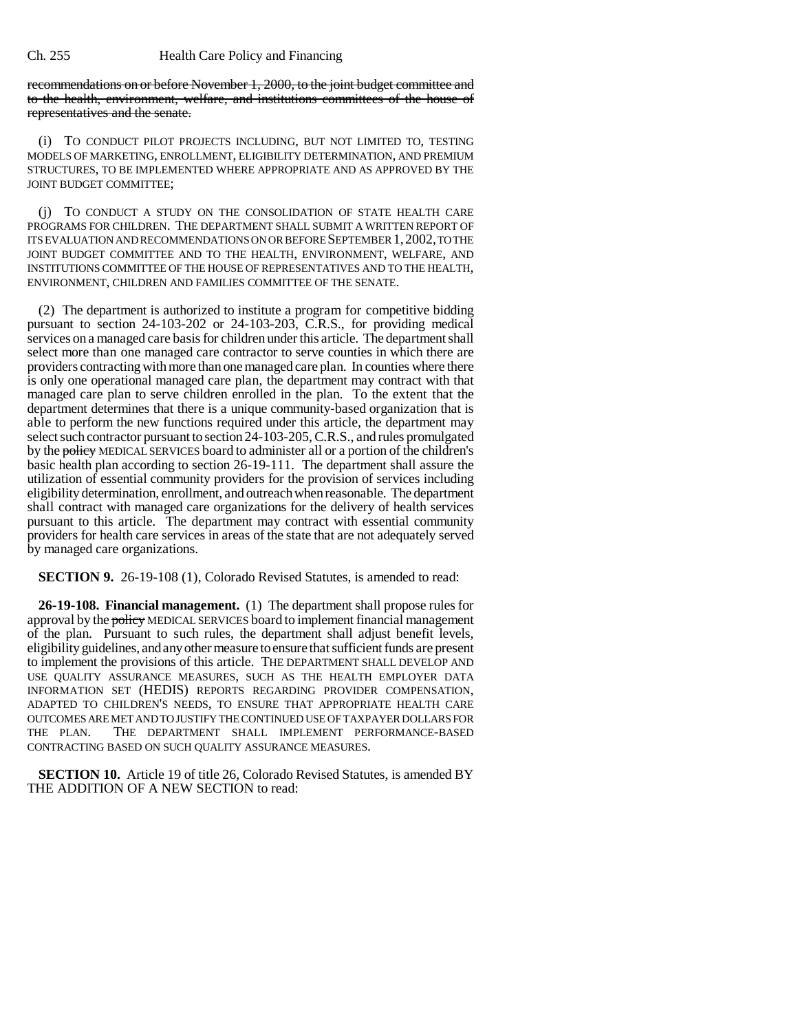~~recommendations on or before November 1, 2000, to the joint budget committee and to the health, environment, welfare, and institutions committees of the house of representatives and the senate.~~

(i) TO CONDUCT PILOT PROJECTS INCLUDING, BUT NOT LIMITED TO, TESTING MODELS OF MARKETING, ENROLLMENT, ELIGIBILITY DETERMINATION, AND PREMIUM STRUCTURES, TO BE IMPLEMENTED WHERE APPROPRIATE AND AS APPROVED BY THE JOINT BUDGET COMMITTEE;

(j) TO CONDUCT A STUDY ON THE CONSOLIDATION OF STATE HEALTH CARE PROGRAMS FOR CHILDREN. THE DEPARTMENT SHALL SUBMIT A WRITTEN REPORT OF ITS EVALUATION AND RECOMMENDATIONS ON OR BEFORE SEPTEMBER 1, 2002, TO THE JOINT BUDGET COMMITTEE AND TO THE HEALTH, ENVIRONMENT, WELFARE, AND INSTITUTIONS COMMITTEE OF THE HOUSE OF REPRESENTATIVES AND TO THE HEALTH, ENVIRONMENT, CHILDREN AND FAMILIES COMMITTEE OF THE SENATE.

(2) The department is authorized to institute a program for competitive bidding pursuant to section 24-103-202 or 24-103-203, C.R.S., for providing medical services on a managed care basis for children under this article. The department shall select more than one managed care contractor to serve counties in which there are providers contracting with more than one managed care plan. In counties where there is only one operational managed care plan, the department may contract with that managed care plan to serve children enrolled in the plan. To the extent that the department determines that there is a unique community-based organization that is able to perform the new functions required under this article, the department may select such contractor pursuant to section 24-103-205, C.R.S., and rules promulgated by the ~~policy~~ MEDICAL SERVICES board to administer all or a portion of the children's basic health plan according to section 26-19-111. The department shall assure the utilization of essential community providers for the provision of services including eligibility determination, enrollment, and outreach when reasonable. The department shall contract with managed care organizations for the delivery of health services pursuant to this article. The department may contract with essential community providers for health care services in areas of the state that are not adequately served by managed care organizations.

**SECTION 9.** 26-19-108 (1), Colorado Revised Statutes, is amended to read:

**26-19-108. Financial management.** (1) The department shall propose rules for approval by the ~~policy~~ MEDICAL SERVICES board to implement financial management of the plan. Pursuant to such rules, the department shall adjust benefit levels, eligibility guidelines, and any other measure to ensure that sufficient funds are present to implement the provisions of this article. THE DEPARTMENT SHALL DEVELOP AND USE QUALITY ASSURANCE MEASURES, SUCH AS THE HEALTH EMPLOYER DATA INFORMATION SET (HEDIS) REPORTS REGARDING PROVIDER COMPENSATION, ADAPTED TO CHILDREN'S NEEDS, TO ENSURE THAT APPROPRIATE HEALTH CARE OUTCOMES ARE MET AND TO JUSTIFY THE CONTINUED USE OF TAXPAYER DOLLARS FOR THE PLAN. THE DEPARTMENT SHALL IMPLEMENT PERFORMANCE-BASED CONTRACTING BASED ON SUCH QUALITY ASSURANCE MEASURES.

**SECTION 10.** Article 19 of title 26, Colorado Revised Statutes, is amended BY THE ADDITION OF A NEW SECTION to read: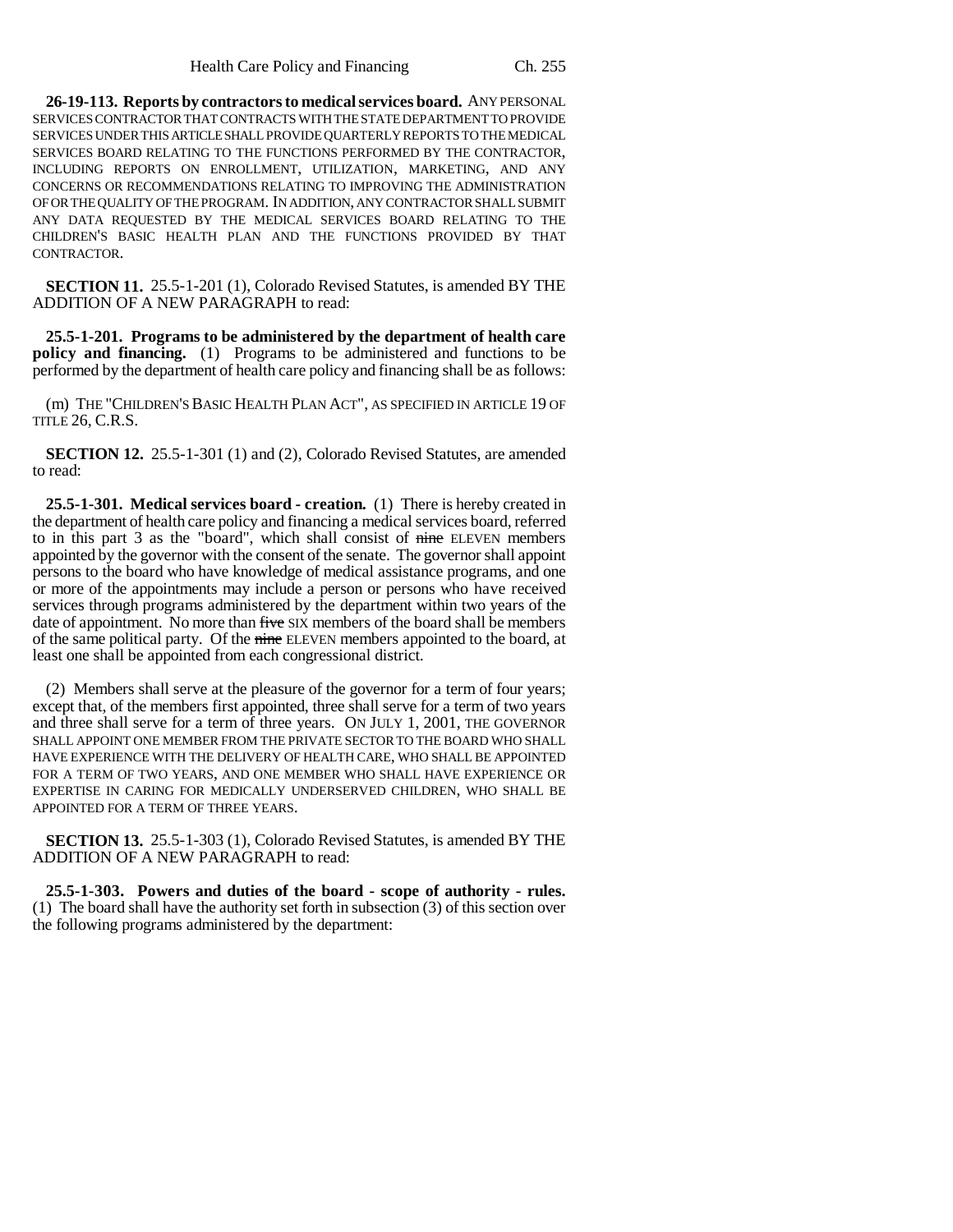**26-19-113. Reports by contractors to medical services board.** ANY PERSONAL SERVICES CONTRACTOR THAT CONTRACTS WITH THE STATE DEPARTMENT TO PROVIDE SERVICES UNDER THIS ARTICLE SHALL PROVIDE QUARTERLY REPORTS TO THE MEDICAL SERVICES BOARD RELATING TO THE FUNCTIONS PERFORMED BY THE CONTRACTOR, INCLUDING REPORTS ON ENROLLMENT, UTILIZATION, MARKETING, AND ANY CONCERNS OR RECOMMENDATIONS RELATING TO IMPROVING THE ADMINISTRATION OF OR THE QUALITY OF THE PROGRAM. IN ADDITION, ANY CONTRACTOR SHALL SUBMIT ANY DATA REQUESTED BY THE MEDICAL SERVICES BOARD RELATING TO THE CHILDREN'S BASIC HEALTH PLAN AND THE FUNCTIONS PROVIDED BY THAT CONTRACTOR.

**SECTION 11.** 25.5-1-201 (1), Colorado Revised Statutes, is amended BY THE ADDITION OF A NEW PARAGRAPH to read:

**25.5-1-201. Programs to be administered by the department of health care policy and financing.** (1) Programs to be administered and functions to be performed by the department of health care policy and financing shall be as follows:

(m) THE "CHILDREN'S BASIC HEALTH PLAN ACT", AS SPECIFIED IN ARTICLE 19 OF TITLE 26, C.R.S.

**SECTION 12.** 25.5-1-301 (1) and (2), Colorado Revised Statutes, are amended to read:

**25.5-1-301. Medical services board - creation.** (1) There is hereby created in the department of health care policy and financing a medical services board, referred to in this part 3 as the "board", which shall consist of ~~nine~~ ELEVEN members appointed by the governor with the consent of the senate. The governor shall appoint persons to the board who have knowledge of medical assistance programs, and one or more of the appointments may include a person or persons who have received services through programs administered by the department within two years of the date of appointment. No more than ~~five~~ SIX members of the board shall be members of the same political party. Of the ~~nine~~ ELEVEN members appointed to the board, at least one shall be appointed from each congressional district.

(2) Members shall serve at the pleasure of the governor for a term of four years; except that, of the members first appointed, three shall serve for a term of two years and three shall serve for a term of three years. ON JULY 1, 2001, THE GOVERNOR SHALL APPOINT ONE MEMBER FROM THE PRIVATE SECTOR TO THE BOARD WHO SHALL HAVE EXPERIENCE WITH THE DELIVERY OF HEALTH CARE, WHO SHALL BE APPOINTED FOR A TERM OF TWO YEARS, AND ONE MEMBER WHO SHALL HAVE EXPERIENCE OR EXPERTISE IN CARING FOR MEDICALLY UNDERSERVED CHILDREN, WHO SHALL BE APPOINTED FOR A TERM OF THREE YEARS.

**SECTION 13.** 25.5-1-303 (1), Colorado Revised Statutes, is amended BY THE ADDITION OF A NEW PARAGRAPH to read:

**25.5-1-303. Powers and duties of the board - scope of authority - rules.** (1) The board shall have the authority set forth in subsection (3) of this section over the following programs administered by the department: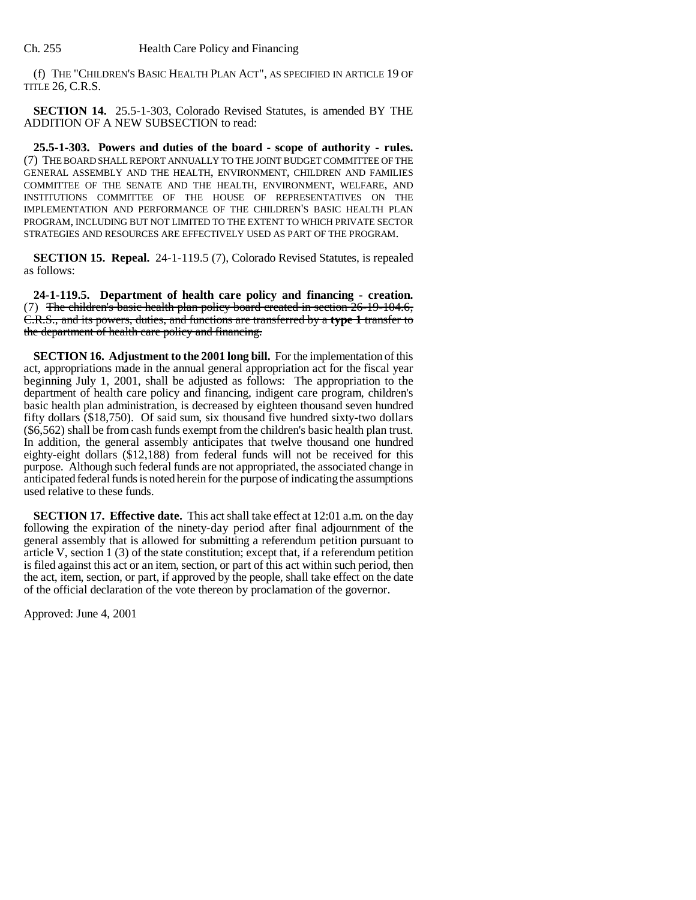(f) THE "CHILDREN'S BASIC HEALTH PLAN ACT", AS SPECIFIED IN ARTICLE 19 OF TITLE 26, C.R.S.

**SECTION 14.** 25.5-1-303, Colorado Revised Statutes, is amended BY THE ADDITION OF A NEW SUBSECTION to read:

**25.5-1-303. Powers and duties of the board - scope of authority - rules.** (7) THE BOARD SHALL REPORT ANNUALLY TO THE JOINT BUDGET COMMITTEE OF THE GENERAL ASSEMBLY AND THE HEALTH, ENVIRONMENT, CHILDREN AND FAMILIES COMMITTEE OF THE SENATE AND THE HEALTH, ENVIRONMENT, WELFARE, AND INSTITUTIONS COMMITTEE OF THE HOUSE OF REPRESENTATIVES ON THE IMPLEMENTATION AND PERFORMANCE OF THE CHILDREN'S BASIC HEALTH PLAN PROGRAM, INCLUDING BUT NOT LIMITED TO THE EXTENT TO WHICH PRIVATE SECTOR STRATEGIES AND RESOURCES ARE EFFECTIVELY USED AS PART OF THE PROGRAM.

**SECTION 15. Repeal.** 24-1-119.5 (7), Colorado Revised Statutes, is repealed as follows:

**24-1-119.5. Department of health care policy and financing - creation.** (7) ~~The children's basic health plan policy board created in section 26-19-104.6, C.R.S., and its powers, duties, and functions are transferred by a **type 1** transfer to the department of health care policy and financing.~~

**SECTION 16. Adjustment to the 2001 long bill.** For the implementation of this act, appropriations made in the annual general appropriation act for the fiscal year beginning July 1, 2001, shall be adjusted as follows: The appropriation to the department of health care policy and financing, indigent care program, children's basic health plan administration, is decreased by eighteen thousand seven hundred fifty dollars ($18,750). Of said sum, six thousand five hundred sixty-two dollars ($6,562) shall be from cash funds exempt from the children's basic health plan trust. In addition, the general assembly anticipates that twelve thousand one hundred eighty-eight dollars ($12,188) from federal funds will not be received for this purpose. Although such federal funds are not appropriated, the associated change in anticipated federal funds is noted herein for the purpose of indicating the assumptions used relative to these funds.

**SECTION 17. Effective date.** This act shall take effect at 12:01 a.m. on the day following the expiration of the ninety-day period after final adjournment of the general assembly that is allowed for submitting a referendum petition pursuant to article V, section 1 (3) of the state constitution; except that, if a referendum petition is filed against this act or an item, section, or part of this act within such period, then the act, item, section, or part, if approved by the people, shall take effect on the date of the official declaration of the vote thereon by proclamation of the governor.

Approved: June 4, 2001